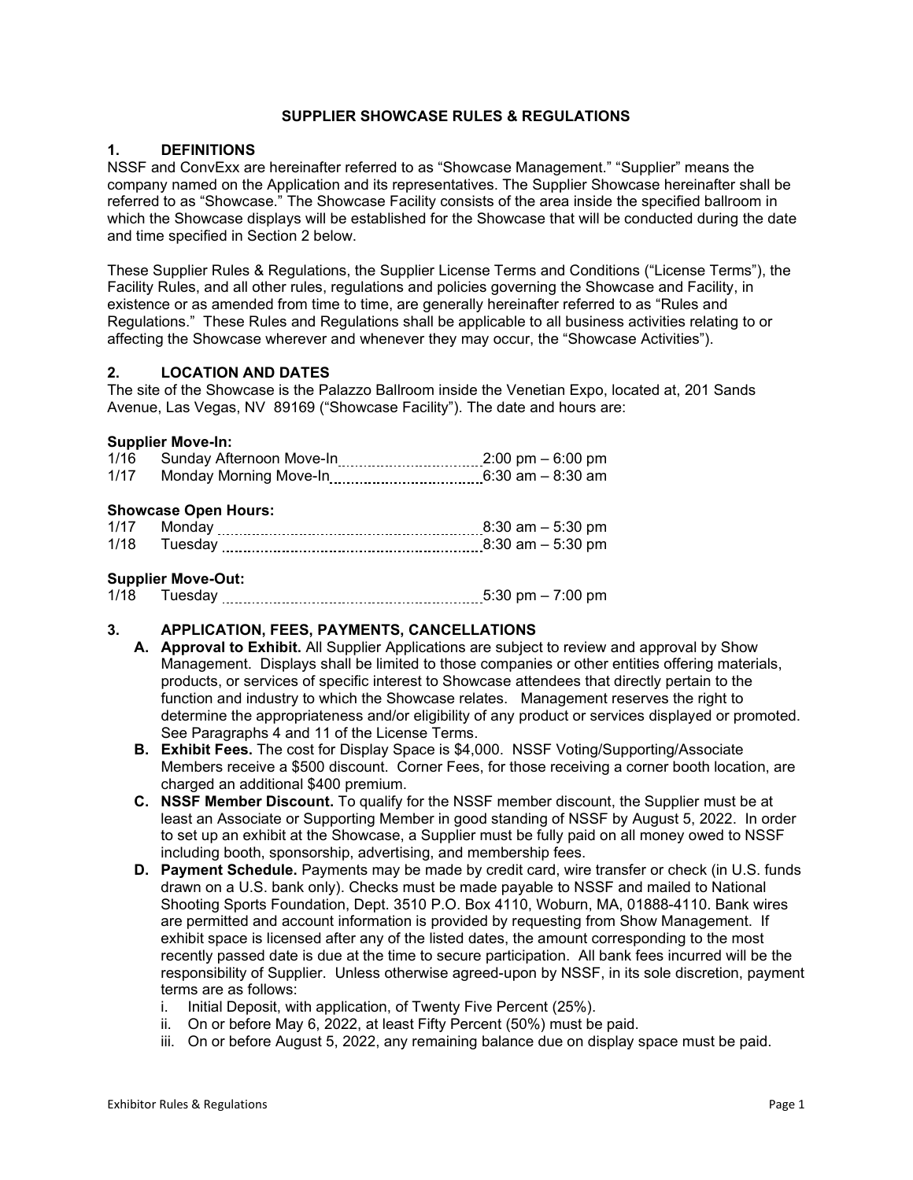# SUPPLIER SHOWCASE RULES & REGULATIONS

## 1. DEFINITIONS

NSSF and ConvExx are hereinafter referred to as "Showcase Management." "Supplier" means the company named on the Application and its representatives. The Supplier Showcase hereinafter shall be referred to as "Showcase." The Showcase Facility consists of the area inside the specified ballroom in which the Showcase displays will be established for the Showcase that will be conducted during the date and time specified in Section 2 below.

These Supplier Rules & Regulations, the Supplier License Terms and Conditions ("License Terms"), the Facility Rules, and all other rules, regulations and policies governing the Showcase and Facility, in existence or as amended from time to time, are generally hereinafter referred to as "Rules and Regulations." These Rules and Regulations shall be applicable to all business activities relating to or affecting the Showcase wherever and whenever they may occur, the "Showcase Activities").

## 2. LOCATION AND DATES

The site of the Showcase is the Palazzo Ballroom inside the Venetian Expo, located at, 201 Sands Avenue, Las Vegas, NV 89169 ("Showcase Facility"). The date and hours are:

**Supplier Move-In:**

1/16 Sunday Afternoon Move-In ............ 2:00 pm – 6:00 pm
1/17 Monday Morning Move-In ............ 6:30 am – 8:30 am

**Showcase Open Hours:**

1/17 Monday ............ 8:30 am – 5:30 pm
1/18 Tuesday ............ 8:30 am – 5:30 pm

**Supplier Move-Out:**

1/18 Tuesday ............ 5:30 pm – 7:00 pm

## 3. APPLICATION, FEES, PAYMENTS, CANCELLATIONS

**A. Approval to Exhibit.** All Supplier Applications are subject to review and approval by Show Management. Displays shall be limited to those companies or other entities offering materials, products, or services of specific interest to Showcase attendees that directly pertain to the function and industry to which the Showcase relates. Management reserves the right to determine the appropriateness and/or eligibility of any product or services displayed or promoted. See Paragraphs 4 and 11 of the License Terms.

**B. Exhibit Fees.** The cost for Display Space is $4,000. NSSF Voting/Supporting/Associate Members receive a $500 discount. Corner Fees, for those receiving a corner booth location, are charged an additional $400 premium.

**C. NSSF Member Discount.** To qualify for the NSSF member discount, the Supplier must be at least an Associate or Supporting Member in good standing of NSSF by August 5, 2022. In order to set up an exhibit at the Showcase, a Supplier must be fully paid on all money owed to NSSF including booth, sponsorship, advertising, and membership fees.

**D. Payment Schedule.** Payments may be made by credit card, wire transfer or check (in U.S. funds drawn on a U.S. bank only). Checks must be made payable to NSSF and mailed to National Shooting Sports Foundation, Dept. 3510 P.O. Box 4110, Woburn, MA, 01888-4110. Bank wires are permitted and account information is provided by requesting from Show Management. If exhibit space is licensed after any of the listed dates, the amount corresponding to the most recently passed date is due at the time to secure participation. All bank fees incurred will be the responsibility of Supplier. Unless otherwise agreed-upon by NSSF, in its sole discretion, payment terms are as follows:

i. Initial Deposit, with application, of Twenty Five Percent (25%).
ii. On or before May 6, 2022, at least Fifty Percent (50%) must be paid.
iii. On or before August 5, 2022, any remaining balance due on display space must be paid.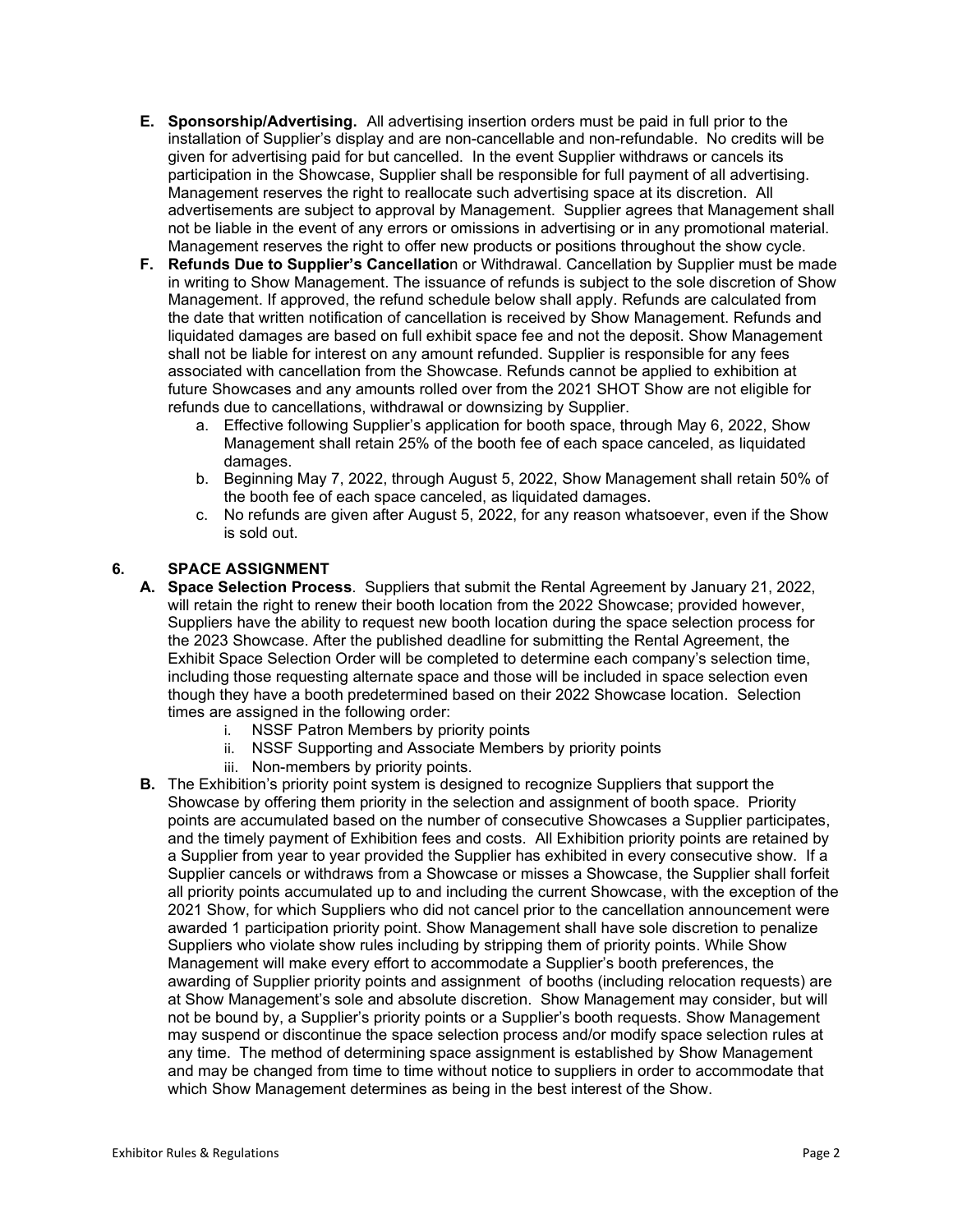E. **Sponsorship/Advertising.** All advertising insertion orders must be paid in full prior to the installation of Supplier's display and are non-cancellable and non-refundable. No credits will be given for advertising paid for but cancelled. In the event Supplier withdraws or cancels its participation in the Showcase, Supplier shall be responsible for full payment of all advertising. Management reserves the right to reallocate such advertising space at its discretion. All advertisements are subject to approval by Management. Supplier agrees that Management shall not be liable in the event of any errors or omissions in advertising or in any promotional material. Management reserves the right to offer new products or positions throughout the show cycle.

F. **Refunds Due to Supplier's Cancellatio**n or Withdrawal. Cancellation by Supplier must be made in writing to Show Management. The issuance of refunds is subject to the sole discretion of Show Management. If approved, the refund schedule below shall apply. Refunds are calculated from the date that written notification of cancellation is received by Show Management. Refunds and liquidated damages are based on full exhibit space fee and not the deposit. Show Management shall not be liable for interest on any amount refunded. Supplier is responsible for any fees associated with cancellation from the Showcase. Refunds cannot be applied to exhibition at future Showcases and any amounts rolled over from the 2021 SHOT Show are not eligible for refunds due to cancellations, withdrawal or downsizing by Supplier.

   a. Effective following Supplier's application for booth space, through May 6, 2022, Show Management shall retain 25% of the booth fee of each space canceled, as liquidated damages.
   b. Beginning May 7, 2022, through August 5, 2022, Show Management shall retain 50% of the booth fee of each space canceled, as liquidated damages.
   c. No refunds are given after August 5, 2022, for any reason whatsoever, even if the Show is sold out.

## 6. SPACE ASSIGNMENT

A. **Space Selection Process**. Suppliers that submit the Rental Agreement by January 21, 2022, will retain the right to renew their booth location from the 2022 Showcase; provided however, Suppliers have the ability to request new booth location during the space selection process for the 2023 Showcase. After the published deadline for submitting the Rental Agreement, the Exhibit Space Selection Order will be completed to determine each company's selection time, including those requesting alternate space and those will be included in space selection even though they have a booth predetermined based on their 2022 Showcase location. Selection times are assigned in the following order:

   i. NSSF Patron Members by priority points
   ii. NSSF Supporting and Associate Members by priority points
   iii. Non-members by priority points.

B. The Exhibition's priority point system is designed to recognize Suppliers that support the Showcase by offering them priority in the selection and assignment of booth space. Priority points are accumulated based on the number of consecutive Showcases a Supplier participates, and the timely payment of Exhibition fees and costs. All Exhibition priority points are retained by a Supplier from year to year provided the Supplier has exhibited in every consecutive show. If a Supplier cancels or withdraws from a Showcase or misses a Showcase, the Supplier shall forfeit all priority points accumulated up to and including the current Showcase, with the exception of the 2021 Show, for which Suppliers who did not cancel prior to the cancellation announcement were awarded 1 participation priority point. Show Management shall have sole discretion to penalize Suppliers who violate show rules including by stripping them of priority points. While Show Management will make every effort to accommodate a Supplier's booth preferences, the awarding of Supplier priority points and assignment of booths (including relocation requests) are at Show Management's sole and absolute discretion. Show Management may consider, but will not be bound by, a Supplier's priority points or a Supplier's booth requests. Show Management may suspend or discontinue the space selection process and/or modify space selection rules at any time. The method of determining space assignment is established by Show Management and may be changed from time to time without notice to suppliers in order to accommodate that which Show Management determines as being in the best interest of the Show.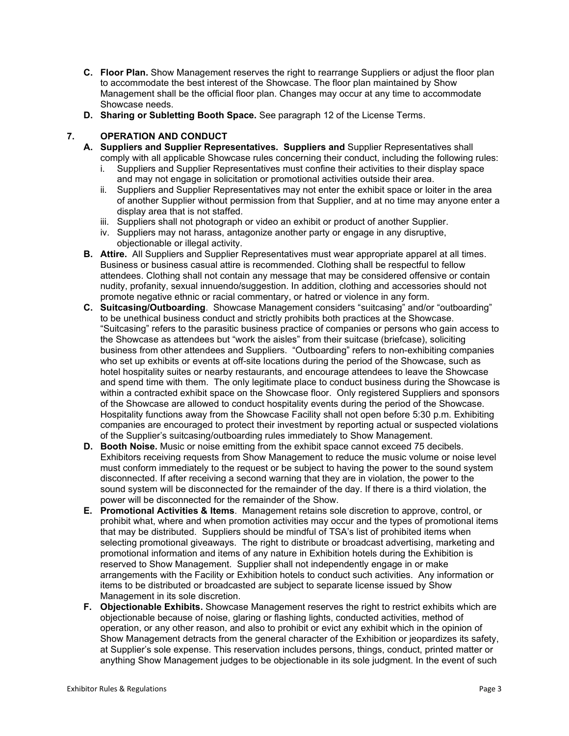- **C. Floor Plan.** Show Management reserves the right to rearrange Suppliers or adjust the floor plan to accommodate the best interest of the Showcase. The floor plan maintained by Show Management shall be the official floor plan. Changes may occur at any time to accommodate Showcase needs.
- **D. Sharing or Subletting Booth Space.** See paragraph 12 of the License Terms.

## 7. OPERATION AND CONDUCT

- **A. Suppliers and Supplier Representatives. Suppliers and** Supplier Representatives shall comply with all applicable Showcase rules concerning their conduct, including the following rules:
  - i. Suppliers and Supplier Representatives must confine their activities to their display space and may not engage in solicitation or promotional activities outside their area.
  - ii. Suppliers and Supplier Representatives may not enter the exhibit space or loiter in the area of another Supplier without permission from that Supplier, and at no time may anyone enter a display area that is not staffed.
  - iii. Suppliers shall not photograph or video an exhibit or product of another Supplier.
  - iv. Suppliers may not harass, antagonize another party or engage in any disruptive, objectionable or illegal activity.
- **B. Attire.** All Suppliers and Supplier Representatives must wear appropriate apparel at all times. Business or business casual attire is recommended. Clothing shall be respectful to fellow attendees. Clothing shall not contain any message that may be considered offensive or contain nudity, profanity, sexual innuendo/suggestion. In addition, clothing and accessories should not promote negative ethnic or racial commentary, or hatred or violence in any form.
- **C. Suitcasing/Outboarding**. Showcase Management considers "suitcasing" and/or "outboarding" to be unethical business conduct and strictly prohibits both practices at the Showcase. "Suitcasing" refers to the parasitic business practice of companies or persons who gain access to the Showcase as attendees but "work the aisles" from their suitcase (briefcase), soliciting business from other attendees and Suppliers. "Outboarding" refers to non-exhibiting companies who set up exhibits or events at off-site locations during the period of the Showcase, such as hotel hospitality suites or nearby restaurants, and encourage attendees to leave the Showcase and spend time with them. The only legitimate place to conduct business during the Showcase is within a contracted exhibit space on the Showcase floor. Only registered Suppliers and sponsors of the Showcase are allowed to conduct hospitality events during the period of the Showcase. Hospitality functions away from the Showcase Facility shall not open before 5:30 p.m. Exhibiting companies are encouraged to protect their investment by reporting actual or suspected violations of the Supplier's suitcasing/outboarding rules immediately to Show Management.
- **D. Booth Noise.** Music or noise emitting from the exhibit space cannot exceed 75 decibels. Exhibitors receiving requests from Show Management to reduce the music volume or noise level must conform immediately to the request or be subject to having the power to the sound system disconnected. If after receiving a second warning that they are in violation, the power to the sound system will be disconnected for the remainder of the day. If there is a third violation, the power will be disconnected for the remainder of the Show.
- **E. Promotional Activities & Items**. Management retains sole discretion to approve, control, or prohibit what, where and when promotion activities may occur and the types of promotional items that may be distributed. Suppliers should be mindful of TSA's list of prohibited items when selecting promotional giveaways. The right to distribute or broadcast advertising, marketing and promotional information and items of any nature in Exhibition hotels during the Exhibition is reserved to Show Management. Supplier shall not independently engage in or make arrangements with the Facility or Exhibition hotels to conduct such activities. Any information or items to be distributed or broadcasted are subject to separate license issued by Show Management in its sole discretion.
- **F. Objectionable Exhibits.** Showcase Management reserves the right to restrict exhibits which are objectionable because of noise, glaring or flashing lights, conducted activities, method of operation, or any other reason, and also to prohibit or evict any exhibit which in the opinion of Show Management detracts from the general character of the Exhibition or jeopardizes its safety, at Supplier's sole expense. This reservation includes persons, things, conduct, printed matter or anything Show Management judges to be objectionable in its sole judgment. In the event of such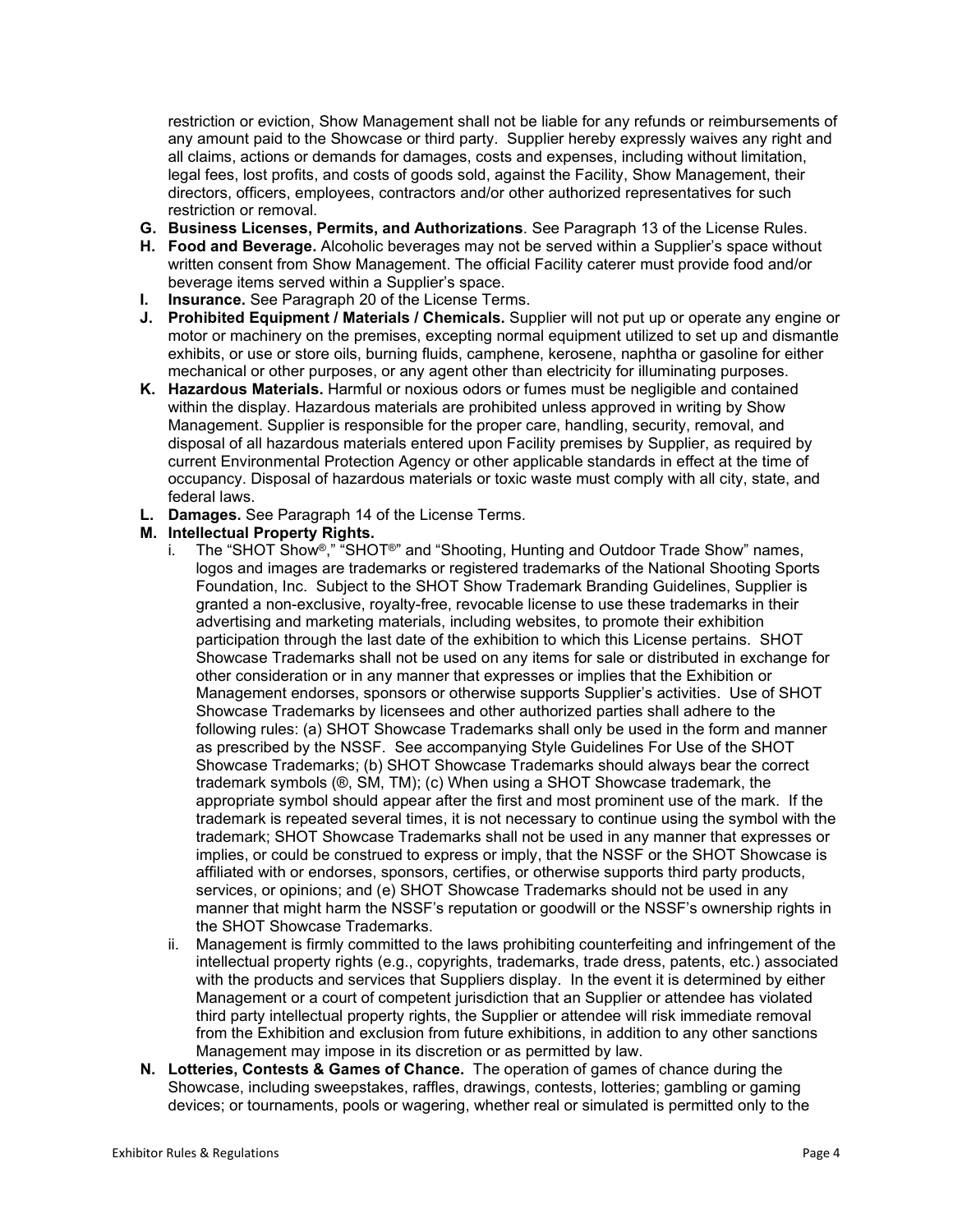restriction or eviction, Show Management shall not be liable for any refunds or reimbursements of any amount paid to the Showcase or third party. Supplier hereby expressly waives any right and all claims, actions or demands for damages, costs and expenses, including without limitation, legal fees, lost profits, and costs of goods sold, against the Facility, Show Management, their directors, officers, employees, contractors and/or other authorized representatives for such restriction or removal.

G. **Business Licenses, Permits, and Authorizations**. See Paragraph 13 of the License Rules.

H. **Food and Beverage.** Alcoholic beverages may not be served within a Supplier's space without written consent from Show Management. The official Facility caterer must provide food and/or beverage items served within a Supplier's space.

I. **Insurance.** See Paragraph 20 of the License Terms.

J. **Prohibited Equipment / Materials / Chemicals.** Supplier will not put up or operate any engine or motor or machinery on the premises, excepting normal equipment utilized to set up and dismantle exhibits, or use or store oils, burning fluids, camphene, kerosene, naphtha or gasoline for either mechanical or other purposes, or any agent other than electricity for illuminating purposes.

K. **Hazardous Materials.** Harmful or noxious odors or fumes must be negligible and contained within the display. Hazardous materials are prohibited unless approved in writing by Show Management. Supplier is responsible for the proper care, handling, security, removal, and disposal of all hazardous materials entered upon Facility premises by Supplier, as required by current Environmental Protection Agency or other applicable standards in effect at the time of occupancy. Disposal of hazardous materials or toxic waste must comply with all city, state, and federal laws.

L. **Damages.** See Paragraph 14 of the License Terms.

M. **Intellectual Property Rights.**

   i. The "SHOT Show®," "SHOT®" and "Shooting, Hunting and Outdoor Trade Show" names, logos and images are trademarks or registered trademarks of the National Shooting Sports Foundation, Inc. Subject to the SHOT Show Trademark Branding Guidelines, Supplier is granted a non-exclusive, royalty-free, revocable license to use these trademarks in their advertising and marketing materials, including websites, to promote their exhibition participation through the last date of the exhibition to which this License pertains. SHOT Showcase Trademarks shall not be used on any items for sale or distributed in exchange for other consideration or in any manner that expresses or implies that the Exhibition or Management endorses, sponsors or otherwise supports Supplier's activities. Use of SHOT Showcase Trademarks by licensees and other authorized parties shall adhere to the following rules: (a) SHOT Showcase Trademarks shall only be used in the form and manner as prescribed by the NSSF. See accompanying Style Guidelines For Use of the SHOT Showcase Trademarks; (b) SHOT Showcase Trademarks should always bear the correct trademark symbols (®, SM, TM); (c) When using a SHOT Showcase trademark, the appropriate symbol should appear after the first and most prominent use of the mark. If the trademark is repeated several times, it is not necessary to continue using the symbol with the trademark; SHOT Showcase Trademarks shall not be used in any manner that expresses or implies, or could be construed to express or imply, that the NSSF or the SHOT Showcase is affiliated with or endorses, sponsors, certifies, or otherwise supports third party products, services, or opinions; and (e) SHOT Showcase Trademarks should not be used in any manner that might harm the NSSF's reputation or goodwill or the NSSF's ownership rights in the SHOT Showcase Trademarks.

   ii. Management is firmly committed to the laws prohibiting counterfeiting and infringement of the intellectual property rights (e.g., copyrights, trademarks, trade dress, patents, etc.) associated with the products and services that Suppliers display. In the event it is determined by either Management or a court of competent jurisdiction that an Supplier or attendee has violated third party intellectual property rights, the Supplier or attendee will risk immediate removal from the Exhibition and exclusion from future exhibitions, in addition to any other sanctions Management may impose in its discretion or as permitted by law.

N. **Lotteries, Contests & Games of Chance.** The operation of games of chance during the Showcase, including sweepstakes, raffles, drawings, contests, lotteries; gambling or gaming devices; or tournaments, pools or wagering, whether real or simulated is permitted only to the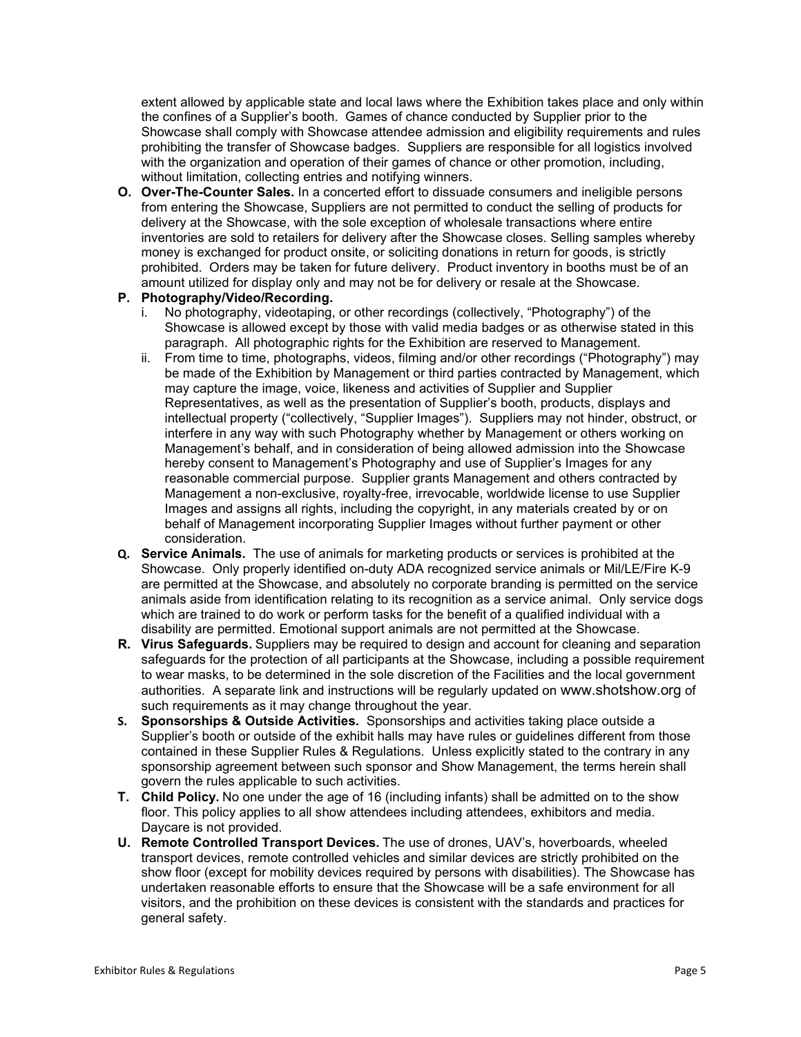extent allowed by applicable state and local laws where the Exhibition takes place and only within the confines of a Supplier's booth. Games of chance conducted by Supplier prior to the Showcase shall comply with Showcase attendee admission and eligibility requirements and rules prohibiting the transfer of Showcase badges. Suppliers are responsible for all logistics involved with the organization and operation of their games of chance or other promotion, including, without limitation, collecting entries and notifying winners.

**O. Over-The-Counter Sales.** In a concerted effort to dissuade consumers and ineligible persons from entering the Showcase, Suppliers are not permitted to conduct the selling of products for delivery at the Showcase, with the sole exception of wholesale transactions where entire inventories are sold to retailers for delivery after the Showcase closes. Selling samples whereby money is exchanged for product onsite, or soliciting donations in return for goods, is strictly prohibited. Orders may be taken for future delivery. Product inventory in booths must be of an amount utilized for display only and may not be for delivery or resale at the Showcase.

**P. Photography/Video/Recording.**

i. No photography, videotaping, or other recordings (collectively, "Photography") of the Showcase is allowed except by those with valid media badges or as otherwise stated in this paragraph. All photographic rights for the Exhibition are reserved to Management.

ii. From time to time, photographs, videos, filming and/or other recordings ("Photography") may be made of the Exhibition by Management or third parties contracted by Management, which may capture the image, voice, likeness and activities of Supplier and Supplier Representatives, as well as the presentation of Supplier's booth, products, displays and intellectual property ("collectively, "Supplier Images"). Suppliers may not hinder, obstruct, or interfere in any way with such Photography whether by Management or others working on Management's behalf, and in consideration of being allowed admission into the Showcase hereby consent to Management's Photography and use of Supplier's Images for any reasonable commercial purpose. Supplier grants Management and others contracted by Management a non-exclusive, royalty-free, irrevocable, worldwide license to use Supplier Images and assigns all rights, including the copyright, in any materials created by or on behalf of Management incorporating Supplier Images without further payment or other consideration.

**Q. Service Animals.** The use of animals for marketing products or services is prohibited at the Showcase. Only properly identified on-duty ADA recognized service animals or Mil/LE/Fire K-9 are permitted at the Showcase, and absolutely no corporate branding is permitted on the service animals aside from identification relating to its recognition as a service animal. Only service dogs which are trained to do work or perform tasks for the benefit of a qualified individual with a disability are permitted. Emotional support animals are not permitted at the Showcase.

**R. Virus Safeguards.** Suppliers may be required to design and account for cleaning and separation safeguards for the protection of all participants at the Showcase, including a possible requirement to wear masks, to be determined in the sole discretion of the Facilities and the local government authorities. A separate link and instructions will be regularly updated on www.shotshow.org of such requirements as it may change throughout the year.

**S. Sponsorships & Outside Activities.** Sponsorships and activities taking place outside a Supplier's booth or outside of the exhibit halls may have rules or guidelines different from those contained in these Supplier Rules & Regulations. Unless explicitly stated to the contrary in any sponsorship agreement between such sponsor and Show Management, the terms herein shall govern the rules applicable to such activities.

**T. Child Policy.** No one under the age of 16 (including infants) shall be admitted on to the show floor. This policy applies to all show attendees including attendees, exhibitors and media. Daycare is not provided.

**U. Remote Controlled Transport Devices.** The use of drones, UAV's, hoverboards, wheeled transport devices, remote controlled vehicles and similar devices are strictly prohibited on the show floor (except for mobility devices required by persons with disabilities). The Showcase has undertaken reasonable efforts to ensure that the Showcase will be a safe environment for all visitors, and the prohibition on these devices is consistent with the standards and practices for general safety.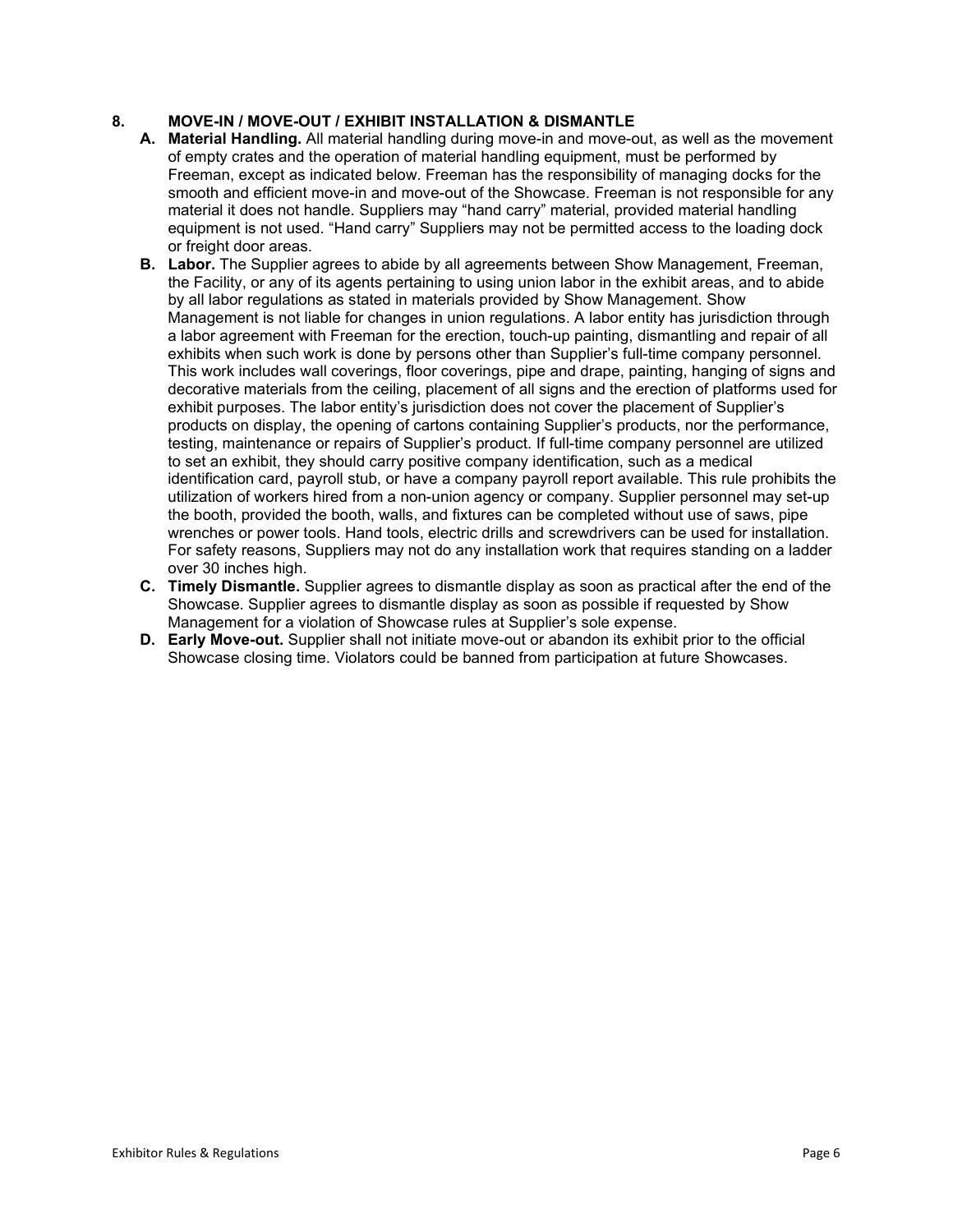## 8. MOVE-IN / MOVE-OUT / EXHIBIT INSTALLATION & DISMANTLE

**A. Material Handling.** All material handling during move-in and move-out, as well as the movement of empty crates and the operation of material handling equipment, must be performed by Freeman, except as indicated below. Freeman has the responsibility of managing docks for the smooth and efficient move-in and move-out of the Showcase. Freeman is not responsible for any material it does not handle. Suppliers may "hand carry" material, provided material handling equipment is not used. "Hand carry" Suppliers may not be permitted access to the loading dock or freight door areas.

**B. Labor.** The Supplier agrees to abide by all agreements between Show Management, Freeman, the Facility, or any of its agents pertaining to using union labor in the exhibit areas, and to abide by all labor regulations as stated in materials provided by Show Management. Show Management is not liable for changes in union regulations. A labor entity has jurisdiction through a labor agreement with Freeman for the erection, touch-up painting, dismantling and repair of all exhibits when such work is done by persons other than Supplier's full-time company personnel. This work includes wall coverings, floor coverings, pipe and drape, painting, hanging of signs and decorative materials from the ceiling, placement of all signs and the erection of platforms used for exhibit purposes. The labor entity's jurisdiction does not cover the placement of Supplier's products on display, the opening of cartons containing Supplier's products, nor the performance, testing, maintenance or repairs of Supplier's product. If full-time company personnel are utilized to set an exhibit, they should carry positive company identification, such as a medical identification card, payroll stub, or have a company payroll report available. This rule prohibits the utilization of workers hired from a non-union agency or company. Supplier personnel may set-up the booth, provided the booth, walls, and fixtures can be completed without use of saws, pipe wrenches or power tools. Hand tools, electric drills and screwdrivers can be used for installation. For safety reasons, Suppliers may not do any installation work that requires standing on a ladder over 30 inches high.

**C. Timely Dismantle.** Supplier agrees to dismantle display as soon as practical after the end of the Showcase. Supplier agrees to dismantle display as soon as possible if requested by Show Management for a violation of Showcase rules at Supplier's sole expense.

**D. Early Move-out.** Supplier shall not initiate move-out or abandon its exhibit prior to the official Showcase closing time. Violators could be banned from participation at future Showcases.